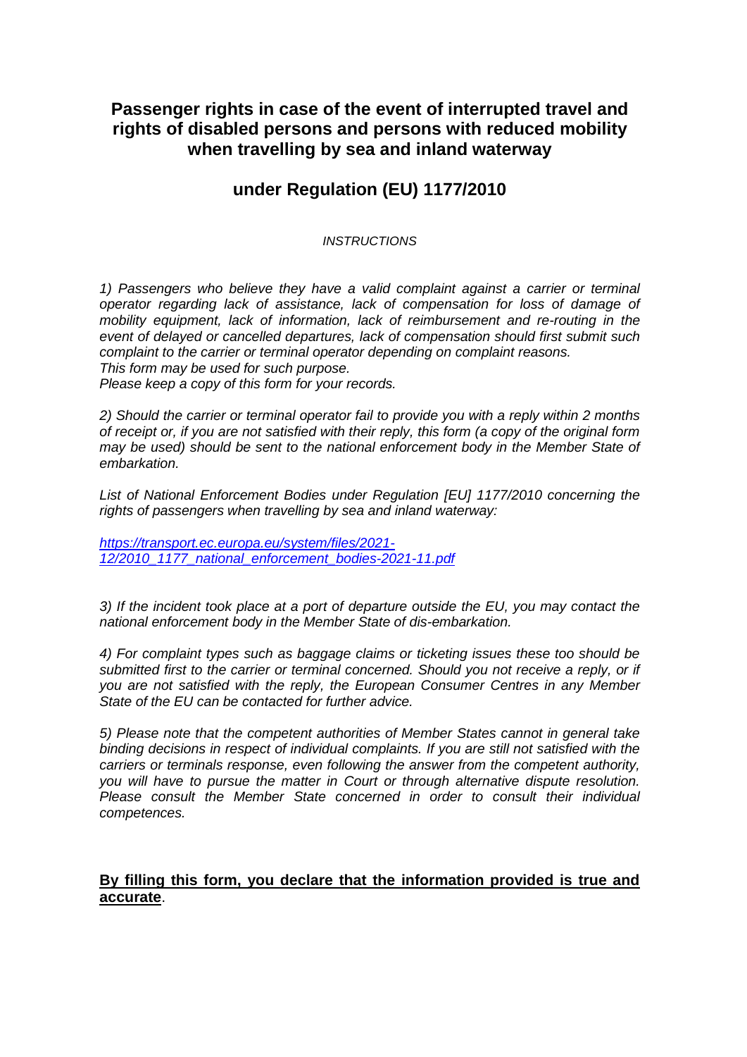# Passenger rights in case of the event of interrupted travel and rights of disabled persons and persons with reduced mobility when travelling by sea and inland waterway

## under Regulation (EU) 1177/2010

*INSTRUCTIONS*

*1) Passengers who believe they have a valid complaint against a carrier or terminal operator regarding lack of assistance, lack of compensation for loss of damage of mobility equipment, lack of information, lack of reimbursement and re-routing in the event of delayed or cancelled departures, lack of compensation should first submit such complaint to the carrier or terminal operator depending on complaint reasons.*
*This form may be used for such purpose.*
*Please keep a copy of this form for your records.*

*2) Should the carrier or terminal operator fail to provide you with a reply within 2 months of receipt or, if you are not satisfied with their reply, this form (a copy of the original form may be used) should be sent to the national enforcement body in the Member State of embarkation.*

*List of National Enforcement Bodies under Regulation [EU] 1177/2010 concerning the rights of passengers when travelling by sea and inland waterway:*

*[https://transport.ec.europa.eu/system/files/2021-12/2010_1177_national_enforcement_bodies-2021-11.pdf](https://transport.ec.europa.eu/system/files/2021-12/2010_1177_national_enforcement_bodies-2021-11.pdf)*

*3) If the incident took place at a port of departure outside the EU, you may contact the national enforcement body in the Member State of dis-embarkation.*

*4) For complaint types such as baggage claims or ticketing issues these too should be submitted first to the carrier or terminal concerned. Should you not receive a reply, or if you are not satisfied with the reply, the European Consumer Centres in any Member State of the EU can be contacted for further advice.*

*5) Please note that the competent authorities of Member States cannot in general take binding decisions in respect of individual complaints. If you are still not satisfied with the carriers or terminals response, even following the answer from the competent authority, you will have to pursue the matter in Court or through alternative dispute resolution. Please consult the Member State concerned in order to consult their individual competences.*

**By filling this form, you declare that the information provided is true and accurate**.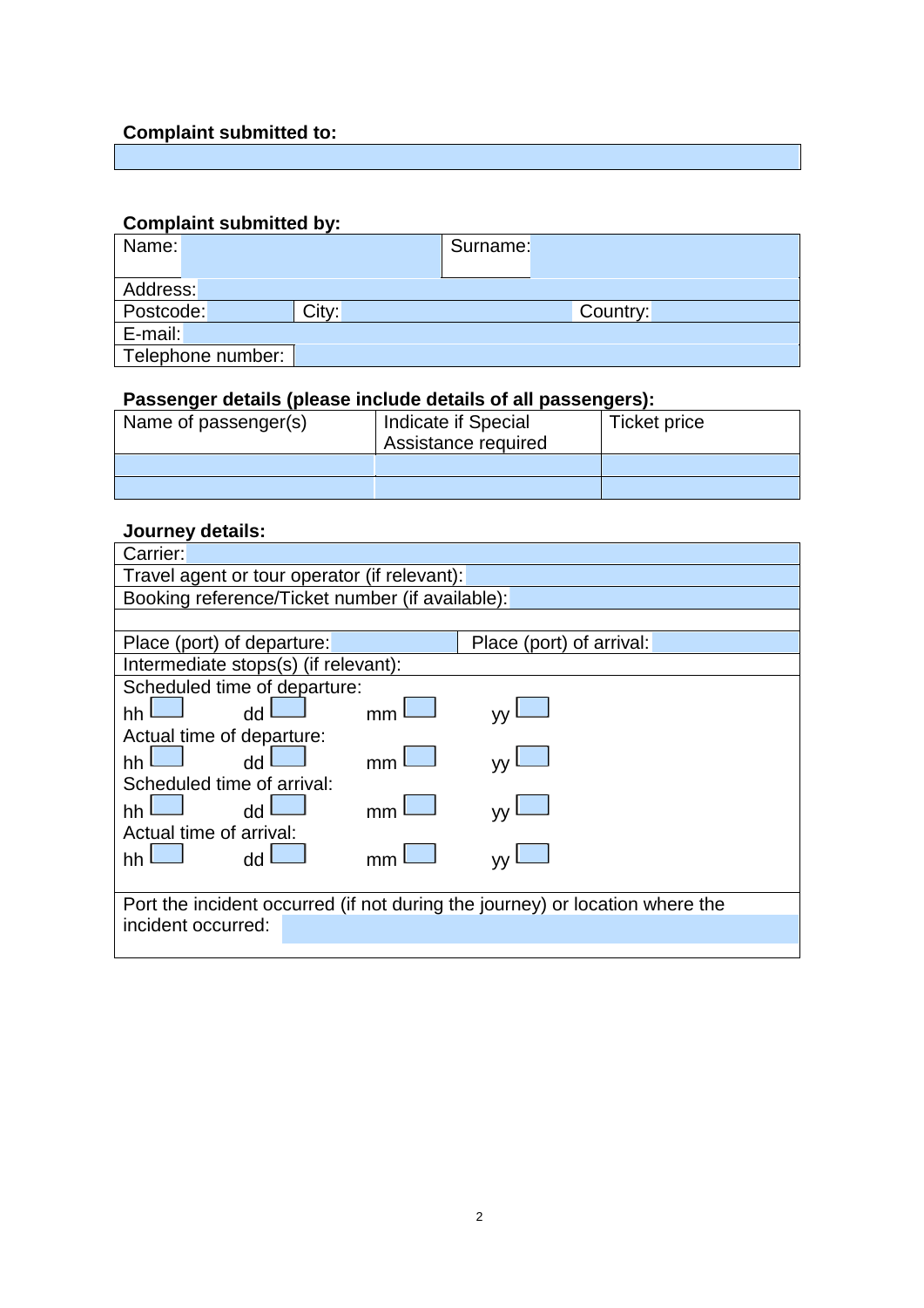**Complaint submitted to:**

| |
|---|
| |

**Complaint submitted by:**

| | | | |
|---|---|---|---|
| Name: | | Surname: | |
| Address: | | | |
| Postcode: | City: | Country: | |
| E-mail: | | | |
| Telephone number: | | | |

**Passenger details (please include details of all passengers):**

| Name of passenger(s) | Indicate if Special Assistance required | Ticket price |
|---|---|---|
| | | |
| | | |

**Journey details:**

| | |
|---|---|
| Carrier: | |
| Travel agent or tour operator (if relevant): | |
| Booking reference/Ticket number (if available): | |
| | |
| Place (port) of departure: | Place (port) of arrival: |
| Intermediate stops(s) (if relevant): | |

Scheduled time of departure:

hh ☐ dd ☐ mm ☐ yy ☐

Actual time of departure:

hh ☐ dd ☐ mm ☐ yy ☐

Scheduled time of arrival:

hh ☐ dd ☐ mm ☐ yy ☐

Actual time of arrival:

hh ☐ dd ☐ mm ☐ yy ☐

Port the incident occurred (if not during the journey) or location where the incident occurred: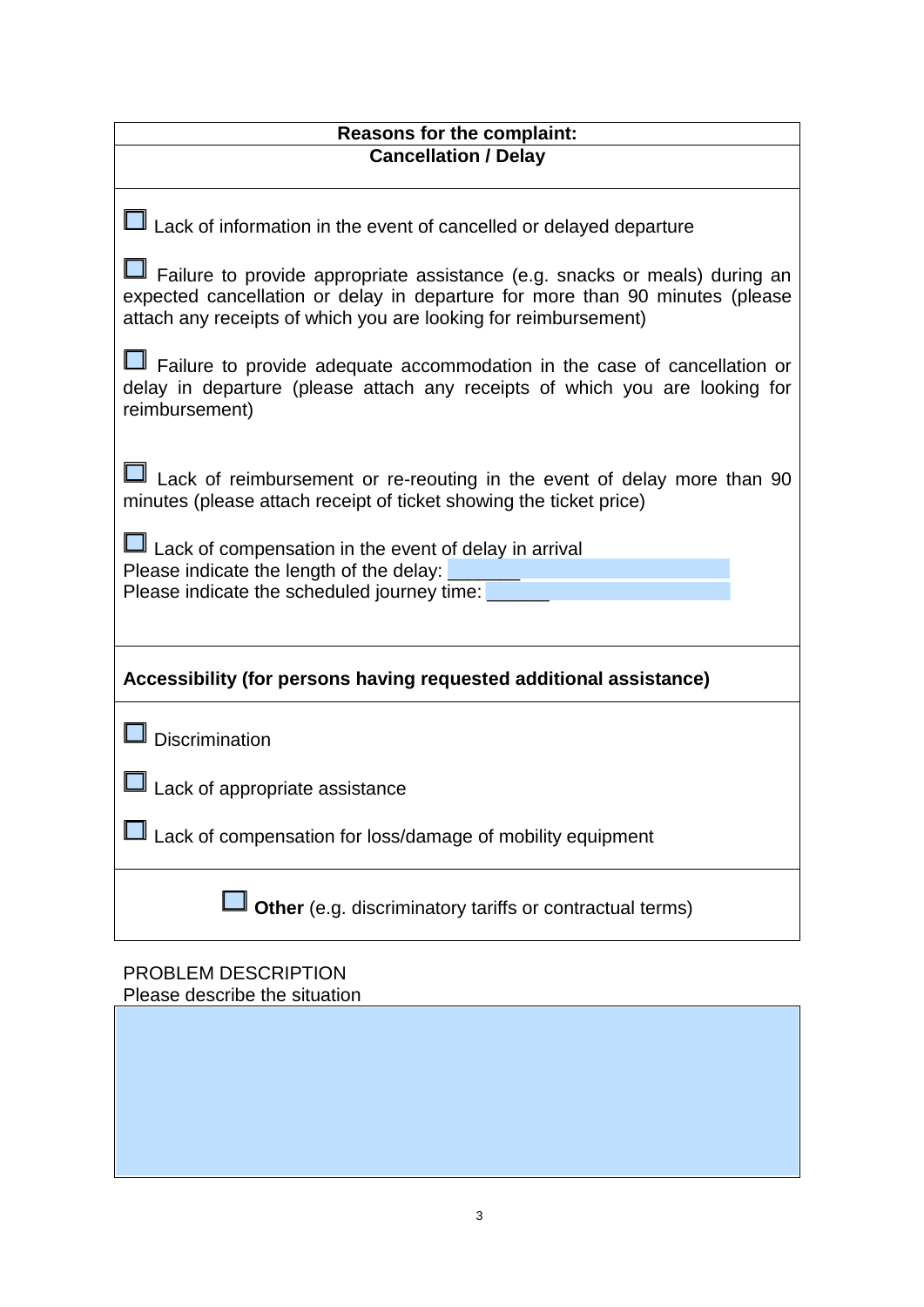**Reasons for the complaint:**

**Cancellation / Delay**

☐ Lack of information in the event of cancelled or delayed departure

☐ Failure to provide appropriate assistance (e.g. snacks or meals) during an expected cancellation or delay in departure for more than 90 minutes (please attach any receipts of which you are looking for reimbursement)

☐ Failure to provide adequate accommodation in the case of cancellation or delay in departure (please attach any receipts of which you are looking for reimbursement)

☐ Lack of reimbursement or re-reouting in the event of delay more than 90 minutes (please attach receipt of ticket showing the ticket price)

☐ Lack of compensation in the event of delay in arrival
Please indicate the length of the delay: _______
Please indicate the scheduled journey time: ______

**Accessibility (for persons having requested additional assistance)**

☐ Discrimination

☐ Lack of appropriate assistance

☐ Lack of compensation for loss/damage of mobility equipment

☐ **Other** (e.g. discriminatory tariffs or contractual terms)

PROBLEM DESCRIPTION
Please describe the situation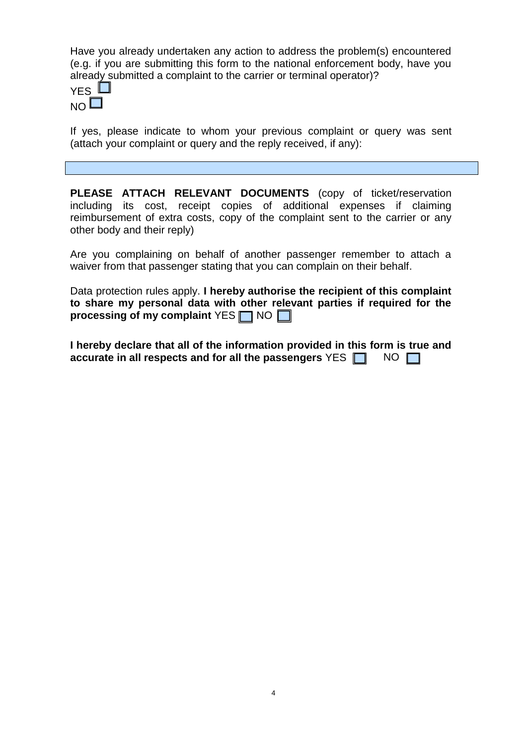Have you already undertaken any action to address the problem(s) encountered (e.g. if you are submitting this form to the national enforcement body, have you already submitted a complaint to the carrier or terminal operator)?

YES ☐

NO ☐

If yes, please indicate to whom your previous complaint or query was sent (attach your complaint or query and the reply received, if any):

| |
|---|
| |

**PLEASE ATTACH RELEVANT DOCUMENTS** (copy of ticket/reservation including its cost, receipt copies of additional expenses if claiming reimbursement of extra costs, copy of the complaint sent to the carrier or any other body and their reply)

Are you complaining on behalf of another passenger remember to attach a waiver from that passenger stating that you can complain on their behalf.

Data protection rules apply. **I hereby authorise the recipient of this complaint to share my personal data with other relevant parties if required for the processing of my complaint** YES ☐ NO ☐

**I hereby declare that all of the information provided in this form is true and accurate in all respects and for all the passengers** YES ☐ NO ☐